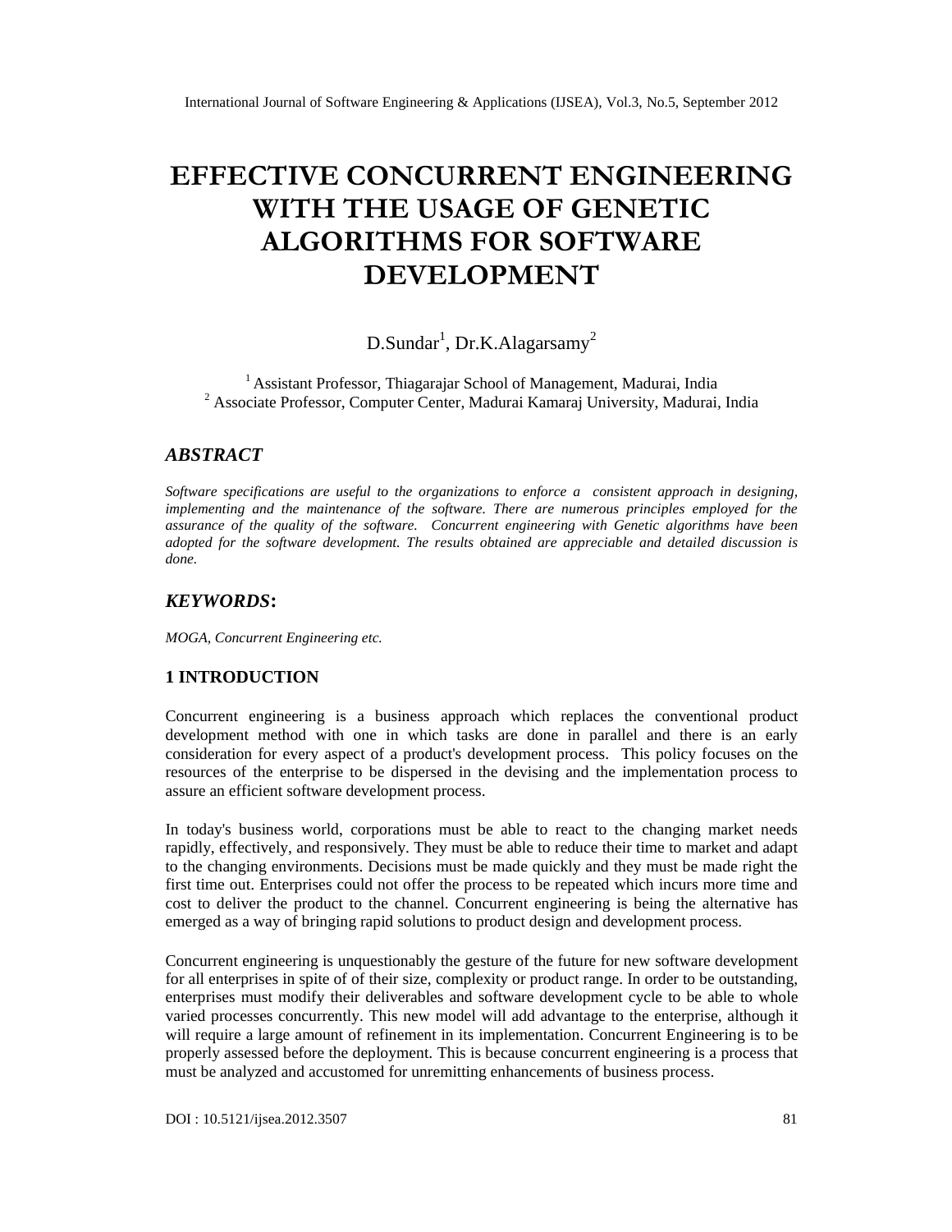# EFFECTIVE CONCURRENT ENGINEERING WITH THE USAGE OF GENETIC ALGORITHMS FOR SOFTWARE DEVELOPMENT

D.Sundar[1], Dr.K.Alagarsamy[2]

[1] Assistant Professor, Thiagarajar School of Management, Madurai, India
[2] Associate Professor, Computer Center, Madurai Kamaraj University, Madurai, India

## *ABSTRACT*

*Software specifications are useful to the organizations to enforce a consistent approach in designing, implementing and the maintenance of the software. There are numerous principles employed for the assurance of the quality of the software. Concurrent engineering with Genetic algorithms have been adopted for the software development. The results obtained are appreciable and detailed discussion is done.*

## *KEYWORDS*:

*MOGA, Concurrent Engineering etc.*

## 1 INTRODUCTION

Concurrent engineering is a business approach which replaces the conventional product development method with one in which tasks are done in parallel and there is an early consideration for every aspect of a product's development process. This policy focuses on the resources of the enterprise to be dispersed in the devising and the implementation process to assure an efficient software development process.

In today's business world, corporations must be able to react to the changing market needs rapidly, effectively, and responsively. They must be able to reduce their time to market and adapt to the changing environments. Decisions must be made quickly and they must be made right the first time out. Enterprises could not offer the process to be repeated which incurs more time and cost to deliver the product to the channel. Concurrent engineering is being the alternative has emerged as a way of bringing rapid solutions to product design and development process.

Concurrent engineering is unquestionably the gesture of the future for new software development for all enterprises in spite of of their size, complexity or product range. In order to be outstanding, enterprises must modify their deliverables and software development cycle to be able to whole varied processes concurrently. This new model will add advantage to the enterprise, although it will require a large amount of refinement in its implementation. Concurrent Engineering is to be properly assessed before the deployment. This is because concurrent engineering is a process that must be analyzed and accustomed for unremitting enhancements of business process.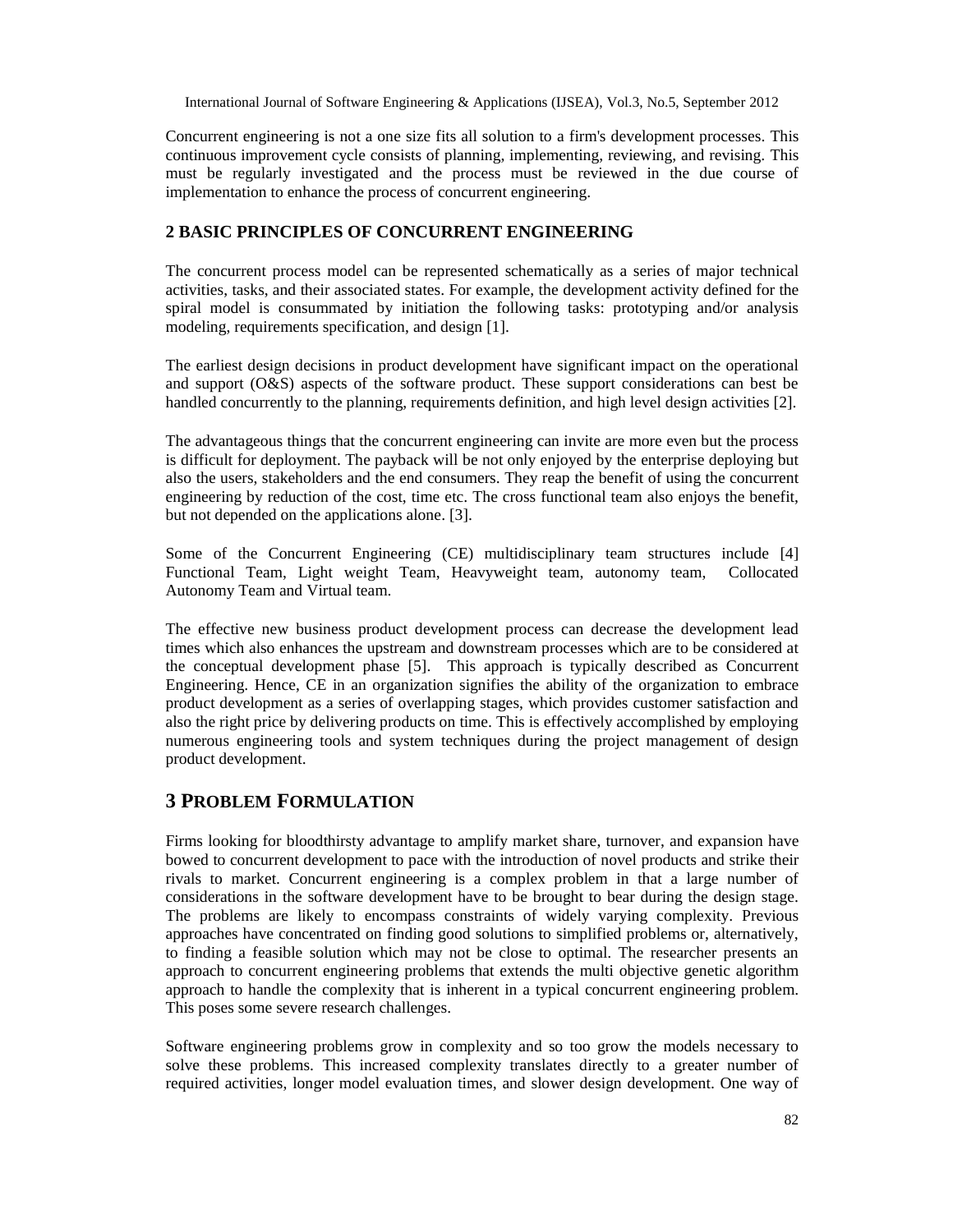Concurrent engineering is not a one size fits all solution to a firm's development processes. This continuous improvement cycle consists of planning, implementing, reviewing, and revising. This must be regularly investigated and the process must be reviewed in the due course of implementation to enhance the process of concurrent engineering.

## 2 BASIC PRINCIPLES OF CONCURRENT ENGINEERING

The concurrent process model can be represented schematically as a series of major technical activities, tasks, and their associated states. For example, the development activity defined for the spiral model is consummated by initiation the following tasks: prototyping and/or analysis modeling, requirements specification, and design [1].

The earliest design decisions in product development have significant impact on the operational and support (O&S) aspects of the software product. These support considerations can best be handled concurrently to the planning, requirements definition, and high level design activities [2].

The advantageous things that the concurrent engineering can invite are more even but the process is difficult for deployment. The payback will be not only enjoyed by the enterprise deploying but also the users, stakeholders and the end consumers. They reap the benefit of using the concurrent engineering by reduction of the cost, time etc. The cross functional team also enjoys the benefit, but not depended on the applications alone. [3].

Some of the Concurrent Engineering (CE) multidisciplinary team structures include [4] Functional Team, Light weight Team, Heavyweight team, autonomy team, Collocated Autonomy Team and Virtual team.

The effective new business product development process can decrease the development lead times which also enhances the upstream and downstream processes which are to be considered at the conceptual development phase [5]. This approach is typically described as Concurrent Engineering. Hence, CE in an organization signifies the ability of the organization to embrace product development as a series of overlapping stages, which provides customer satisfaction and also the right price by delivering products on time. This is effectively accomplished by employing numerous engineering tools and system techniques during the project management of design product development.

## 3 PROBLEM FORMULATION

Firms looking for bloodthirsty advantage to amplify market share, turnover, and expansion have bowed to concurrent development to pace with the introduction of novel products and strike their rivals to market. Concurrent engineering is a complex problem in that a large number of considerations in the software development have to be brought to bear during the design stage. The problems are likely to encompass constraints of widely varying complexity. Previous approaches have concentrated on finding good solutions to simplified problems or, alternatively, to finding a feasible solution which may not be close to optimal. The researcher presents an approach to concurrent engineering problems that extends the multi objective genetic algorithm approach to handle the complexity that is inherent in a typical concurrent engineering problem. This poses some severe research challenges.

Software engineering problems grow in complexity and so too grow the models necessary to solve these problems. This increased complexity translates directly to a greater number of required activities, longer model evaluation times, and slower design development. One way of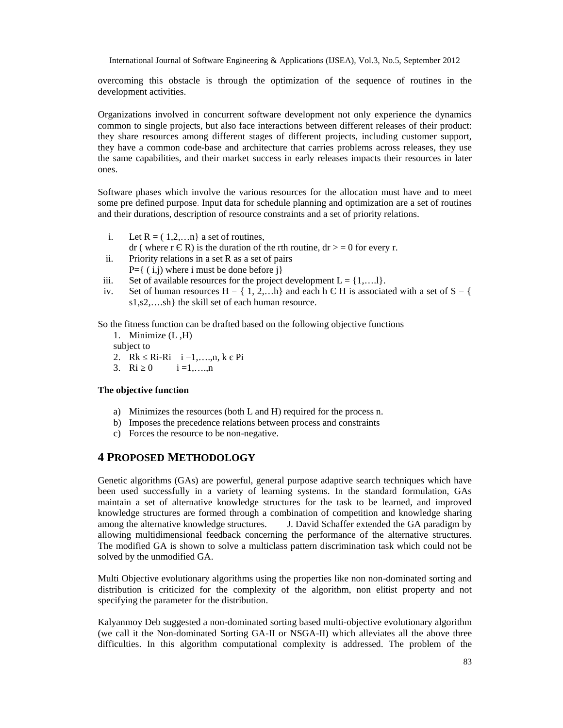overcoming this obstacle is through the optimization of the sequence of routines in the development activities.

Organizations involved in concurrent software development not only experience the dynamics common to single projects, but also face interactions between different releases of their product: they share resources among different stages of different projects, including customer support, they have a common code-base and architecture that carries problems across releases, they use the same capabilities, and their market success in early releases impacts their resources in later ones.

Software phases which involve the various resources for the allocation must have and to meet some pre defined purpose. Input data for schedule planning and optimization are a set of routines and their durations, description of resource constraints and a set of priority relations.

i. Let $R = (1,2,\ldots n\}$ a set of routines,
   $dr$ ( where $r \in R$) is the duration of the rth routine, $dr >= 0$ for every r.
ii. Priority relations in a set R as a set of pairs
   $P=\{ (i,j)$ where i must be done before j$\}$
iii. Set of available resources for the project development $L = \{1,\ldots.l\}$.
iv. Set of human resources $H = \{ 1, 2,\ldots h\}$ and each $h \in H$ is associated with a set of $S = \{ s1,s2,\ldots.sh\}$ the skill set of each human resource.

So the fitness function can be drafted based on the following objective functions

1. Minimize (L ,H)

   subject to

2. $Rk \leq Ri\text{-}Ri \quad i =1,\ldots.,n,\ k \in Pi$
3. $Ri \geq 0 \qquad i =1,\ldots.,n$

**The objective function**

a) Minimizes the resources (both L and H) required for the process n.
b) Imposes the precedence relations between process and constraints
c) Forces the resource to be non-negative.

## 4 PROPOSED METHODOLOGY

Genetic algorithms (GAs) are powerful, general purpose adaptive search techniques which have been used successfully in a variety of learning systems. In the standard formulation, GAs maintain a set of alternative knowledge structures for the task to be learned, and improved knowledge structures are formed through a combination of competition and knowledge sharing among the alternative knowledge structures. J. David Schaffer extended the GA paradigm by allowing multidimensional feedback concerning the performance of the alternative structures. The modified GA is shown to solve a multiclass pattern discrimination task which could not be solved by the unmodified GA.

Multi Objective evolutionary algorithms using the properties like non non-dominated sorting and distribution is criticized for the complexity of the algorithm, non elitist property and not specifying the parameter for the distribution.

Kalyanmoy Deb suggested a non-dominated sorting based multi-objective evolutionary algorithm (we call it the Non-dominated Sorting GA-II or NSGA-II) which alleviates all the above three difficulties. In this algorithm computational complexity is addressed. The problem of the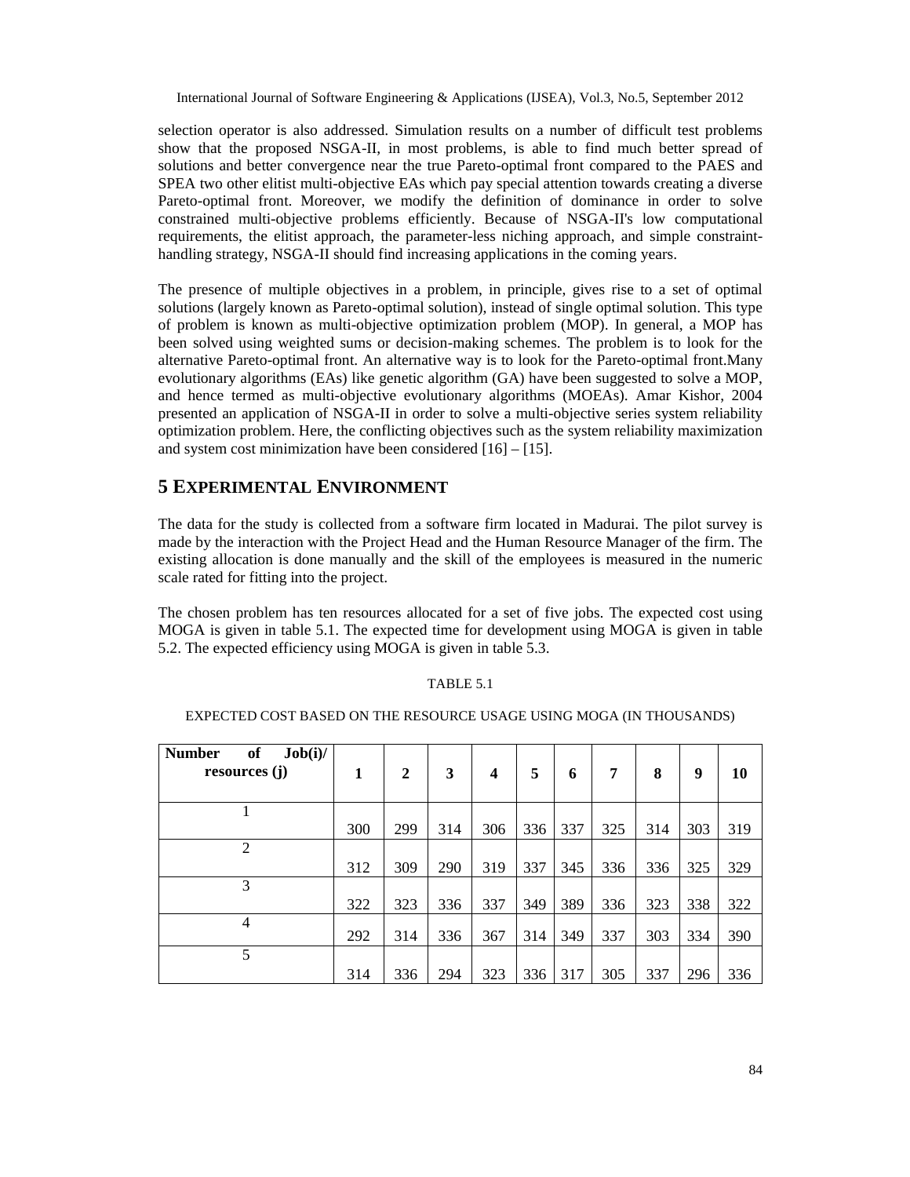selection operator is also addressed. Simulation results on a number of difficult test problems show that the proposed NSGA-II, in most problems, is able to find much better spread of solutions and better convergence near the true Pareto-optimal front compared to the PAES and SPEA two other elitist multi-objective EAs which pay special attention towards creating a diverse Pareto-optimal front. Moreover, we modify the definition of dominance in order to solve constrained multi-objective problems efficiently. Because of NSGA-II's low computational requirements, the elitist approach, the parameter-less niching approach, and simple constraint-handling strategy, NSGA-II should find increasing applications in the coming years.

The presence of multiple objectives in a problem, in principle, gives rise to a set of optimal solutions (largely known as Pareto-optimal solution), instead of single optimal solution. This type of problem is known as multi-objective optimization problem (MOP). In general, a MOP has been solved using weighted sums or decision-making schemes. The problem is to look for the alternative Pareto-optimal front. An alternative way is to look for the Pareto-optimal front.Many evolutionary algorithms (EAs) like genetic algorithm (GA) have been suggested to solve a MOP, and hence termed as multi-objective evolutionary algorithms (MOEAs). Amar Kishor, 2004 presented an application of NSGA-II in order to solve a multi-objective series system reliability optimization problem. Here, the conflicting objectives such as the system reliability maximization and system cost minimization have been considered [16] – [15].

## 5 EXPERIMENTAL ENVIRONMENT

The data for the study is collected from a software firm located in Madurai. The pilot survey is made by the interaction with the Project Head and the Human Resource Manager of the firm. The existing allocation is done manually and the skill of the employees is measured in the numeric scale rated for fitting into the project.

The chosen problem has ten resources allocated for a set of five jobs. The expected cost using MOGA is given in table 5.1. The expected time for development using MOGA is given in table 5.2. The expected efficiency using MOGA is given in table 5.3.

TABLE 5.1

EXPECTED COST BASED ON THE RESOURCE USAGE USING MOGA (IN THOUSANDS)

| **Number of Job(i)/ resources (j)** | **1** | **2** | **3** | **4** | **5** | **6** | **7** | **8** | **9** | **10** |
|---|---|---|---|---|---|---|---|---|---|---|
| 1 | 300 | 299 | 314 | 306 | 336 | 337 | 325 | 314 | 303 | 319 |
| 2 | 312 | 309 | 290 | 319 | 337 | 345 | 336 | 336 | 325 | 329 |
| 3 | 322 | 323 | 336 | 337 | 349 | 389 | 336 | 323 | 338 | 322 |
| 4 | 292 | 314 | 336 | 367 | 314 | 349 | 337 | 303 | 334 | 390 |
| 5 | 314 | 336 | 294 | 323 | 336 | 317 | 305 | 337 | 296 | 336 |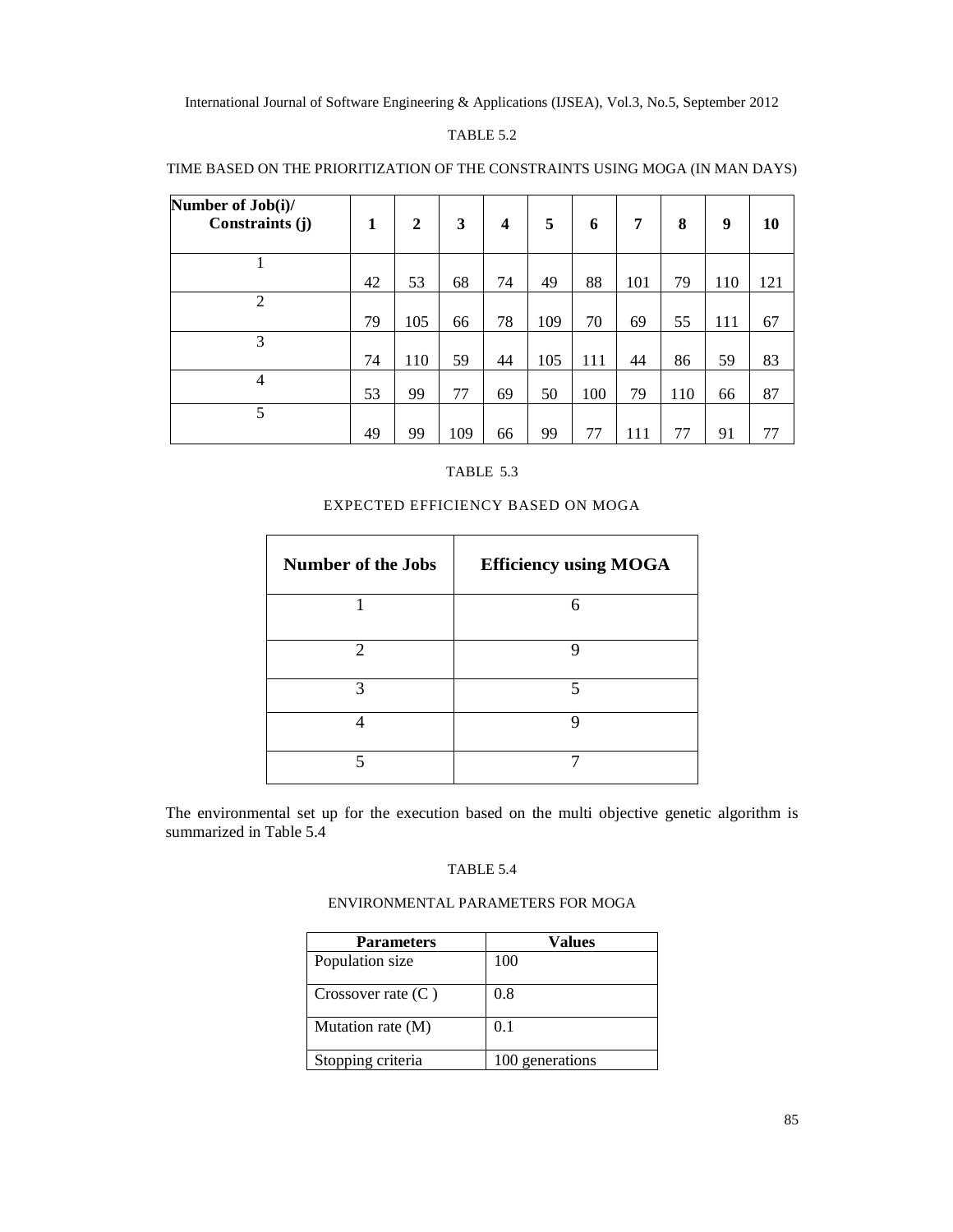TABLE 5.2

TIME BASED ON THE PRIORITIZATION OF THE CONSTRAINTS USING MOGA (IN MAN DAYS)

| Number of Job(i)/ Constraints (j) | 1 | 2 | 3 | 4 | 5 | 6 | 7 | 8 | 9 | 10 |
|---|---|---|---|---|---|---|---|---|---|---|
| 1 | 42 | 53 | 68 | 74 | 49 | 88 | 101 | 79 | 110 | 121 |
| 2 | 79 | 105 | 66 | 78 | 109 | 70 | 69 | 55 | 111 | 67 |
| 3 | 74 | 110 | 59 | 44 | 105 | 111 | 44 | 86 | 59 | 83 |
| 4 | 53 | 99 | 77 | 69 | 50 | 100 | 79 | 110 | 66 | 87 |
| 5 | 49 | 99 | 109 | 66 | 99 | 77 | 111 | 77 | 91 | 77 |

TABLE 5.3

EXPECTED EFFICIENCY BASED ON MOGA

| Number of the Jobs | Efficiency using MOGA |
|---|---|
| 1 | 6 |
| 2 | 9 |
| 3 | 5 |
| 4 | 9 |
| 5 | 7 |

The environmental set up for the execution based on the multi objective genetic algorithm is summarized in Table 5.4

TABLE 5.4

ENVIRONMENTAL PARAMETERS FOR MOGA

| Parameters | Values |
|---|---|
| Population size | 100 |
| Crossover rate (C ) | 0.8 |
| Mutation rate (M) | 0.1 |
| Stopping criteria | 100 generations |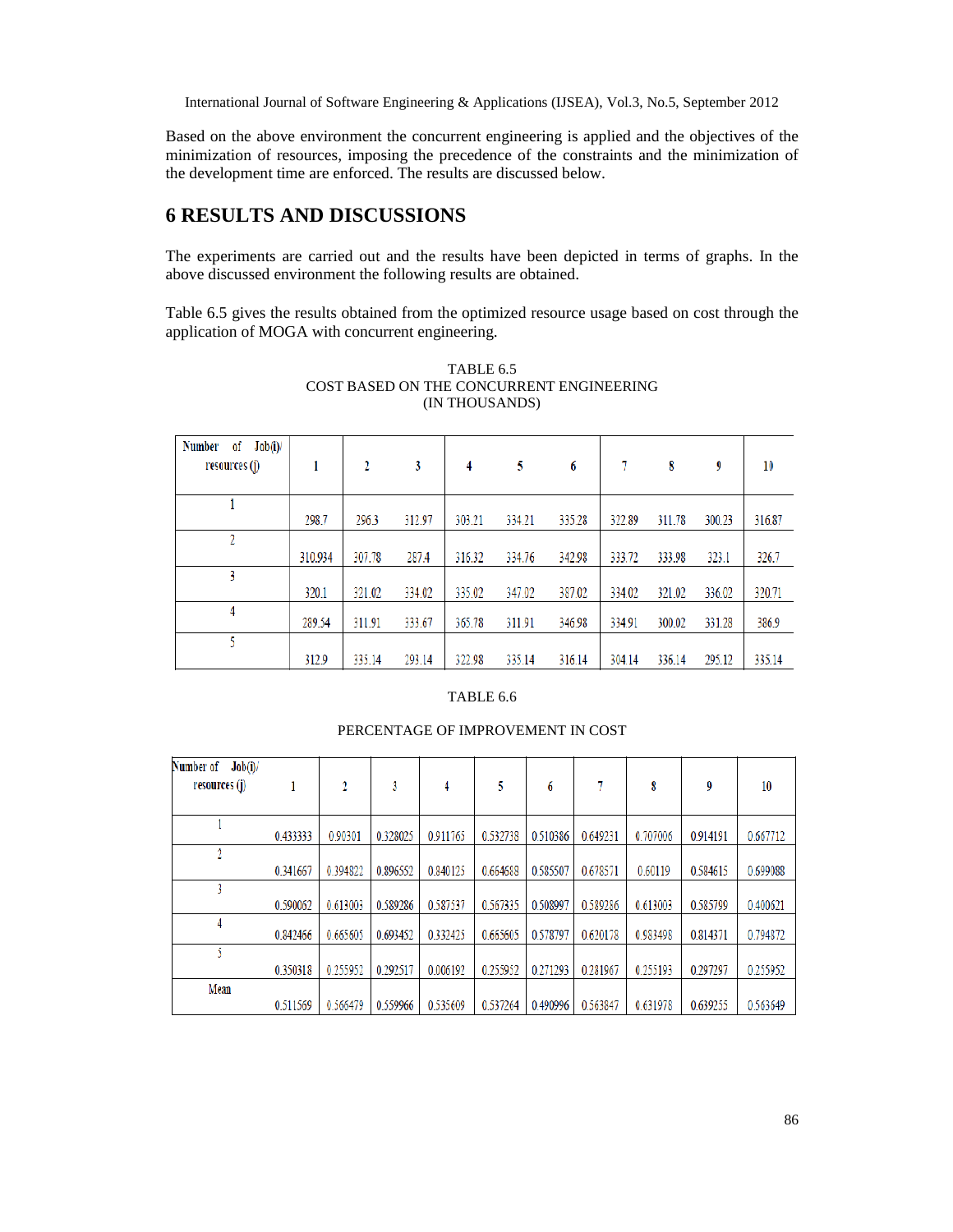Based on the above environment the concurrent engineering is applied and the objectives of the minimization of resources, imposing the precedence of the constraints and the minimization of the development time are enforced. The results are discussed below.

## 6 RESULTS AND DISCUSSIONS

The experiments are carried out and the results have been depicted in terms of graphs. In the above discussed environment the following results are obtained.

Table 6.5 gives the results obtained from the optimized resource usage based on cost through the application of MOGA with concurrent engineering.

TABLE 6.5
COST BASED ON THE CONCURRENT ENGINEERING
(IN THOUSANDS)

| Number of Job(i)/ resources (j) | 1 | 2 | 3 | 4 | 5 | 6 | 7 | 8 | 9 | 10 |
|---|---|---|---|---|---|---|---|---|---|---|
| 1 | 298.7 | 296.3 | 312.97 | 303.21 | 334.21 | 335.28 | 322.89 | 311.78 | 300.23 | 316.87 |
| 2 | 310.934 | 307.78 | 287.4 | 316.32 | 334.76 | 342.98 | 333.72 | 333.98 | 323.1 | 326.7 |
| 3 | 320.1 | 321.02 | 334.02 | 335.02 | 347.02 | 387.02 | 334.02 | 321.02 | 336.02 | 320.71 |
| 4 | 289.54 | 311.91 | 333.67 | 365.78 | 311.91 | 346.98 | 334.91 | 300.02 | 331.28 | 386.9 |
| 5 | 312.9 | 335.14 | 293.14 | 322.98 | 335.14 | 316.14 | 304.14 | 336.14 | 295.12 | 335.14 |

TABLE 6.6

PERCENTAGE OF IMPROVEMENT IN COST

| Number of Job(i)/ resources (j) | 1 | 2 | 3 | 4 | 5 | 6 | 7 | 8 | 9 | 10 |
|---|---|---|---|---|---|---|---|---|---|---|
| 1 | 0.433333 | 0.90301 | 0.328025 | 0.911765 | 0.532738 | 0.510386 | 0.649231 | 0.707006 | 0.914191 | 0.667712 |
| 2 | 0.341667 | 0.394822 | 0.896552 | 0.840125 | 0.664688 | 0.585507 | 0.678571 | 0.60119 | 0.584615 | 0.699088 |
| 3 | 0.590062 | 0.613003 | 0.589286 | 0.587537 | 0.567335 | 0.508997 | 0.589286 | 0.613003 | 0.585799 | 0.400621 |
| 4 | 0.842466 | 0.665605 | 0.693452 | 0.332425 | 0.665605 | 0.578797 | 0.620178 | 0.983498 | 0.814371 | 0.794872 |
| 5 | 0.350318 | 0.255952 | 0.292517 | 0.006192 | 0.255952 | 0.271293 | 0.281967 | 0.255193 | 0.297297 | 0.255952 |
| Mean | 0.511569 | 0.566479 | 0.559966 | 0.535609 | 0.537264 | 0.490996 | 0.563847 | 0.631978 | 0.639255 | 0.563649 |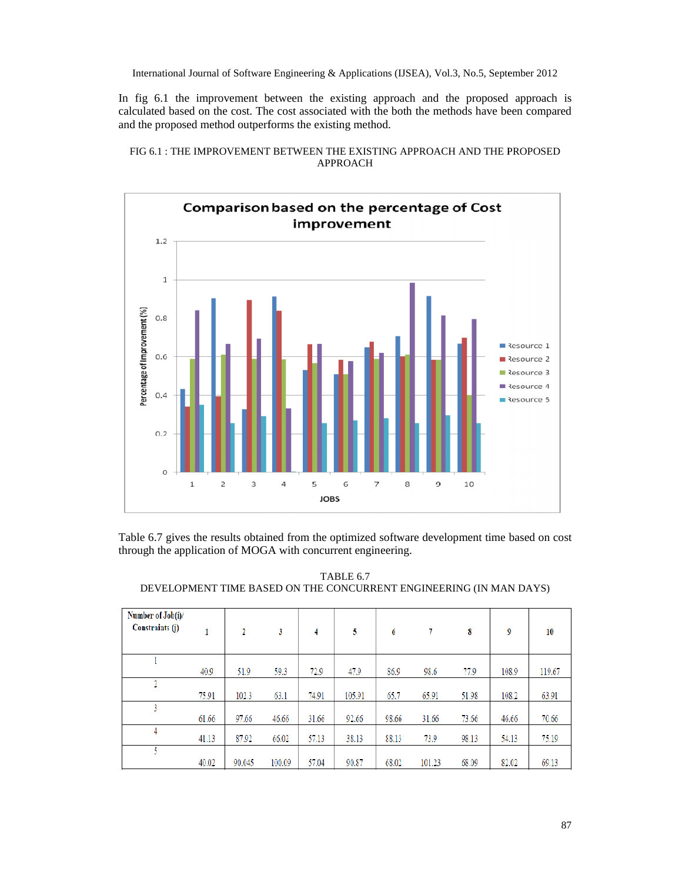In fig 6.1 the improvement between the existing approach and the proposed approach is calculated based on the cost. The cost associated with the both the methods have been compared and the proposed method outperforms the existing method.

FIG 6.1 : THE IMPROVEMENT BETWEEN THE EXISTING APPROACH AND THE PROPOSED APPROACH

Table 6.7 gives the results obtained from the optimized software development time based on cost through the application of MOGA with concurrent engineering.

TABLE 6.7
DEVELOPMENT TIME BASED ON THE CONCURRENT ENGINEERING (IN MAN DAYS)

| Number of Job(i)/ Constraints (j) | 1 | 2 | 3 | 4 | 5 | 6 | 7 | 8 | 9 | 10 |
|---|---|---|---|---|---|---|---|---|---|---|
| 1 | 40.9 | 51.9 | 59.3 | 72.9 | 47.9 | 86.9 | 98.6 | 77.9 | 108.9 | 119.67 |
| 2 | 75.91 | 102.3 | 63.1 | 74.91 | 105.91 | 65.7 | 65.91 | 51.98 | 108.2 | 63.91 |
| 3 | 61.66 | 97.66 | 46.66 | 31.66 | 92.66 | 98.66 | 31.66 | 73.66 | 46.66 | 70.66 |
| 4 | 41.13 | 87.92 | 66.02 | 57.13 | 38.13 | 88.13 | 73.9 | 98.13 | 54.13 | 75.19 |
| 5 | 40.02 | 90.045 | 100.09 | 57.04 | 90.87 | 68.02 | 101.23 | 68.09 | 82.02 | 69.13 |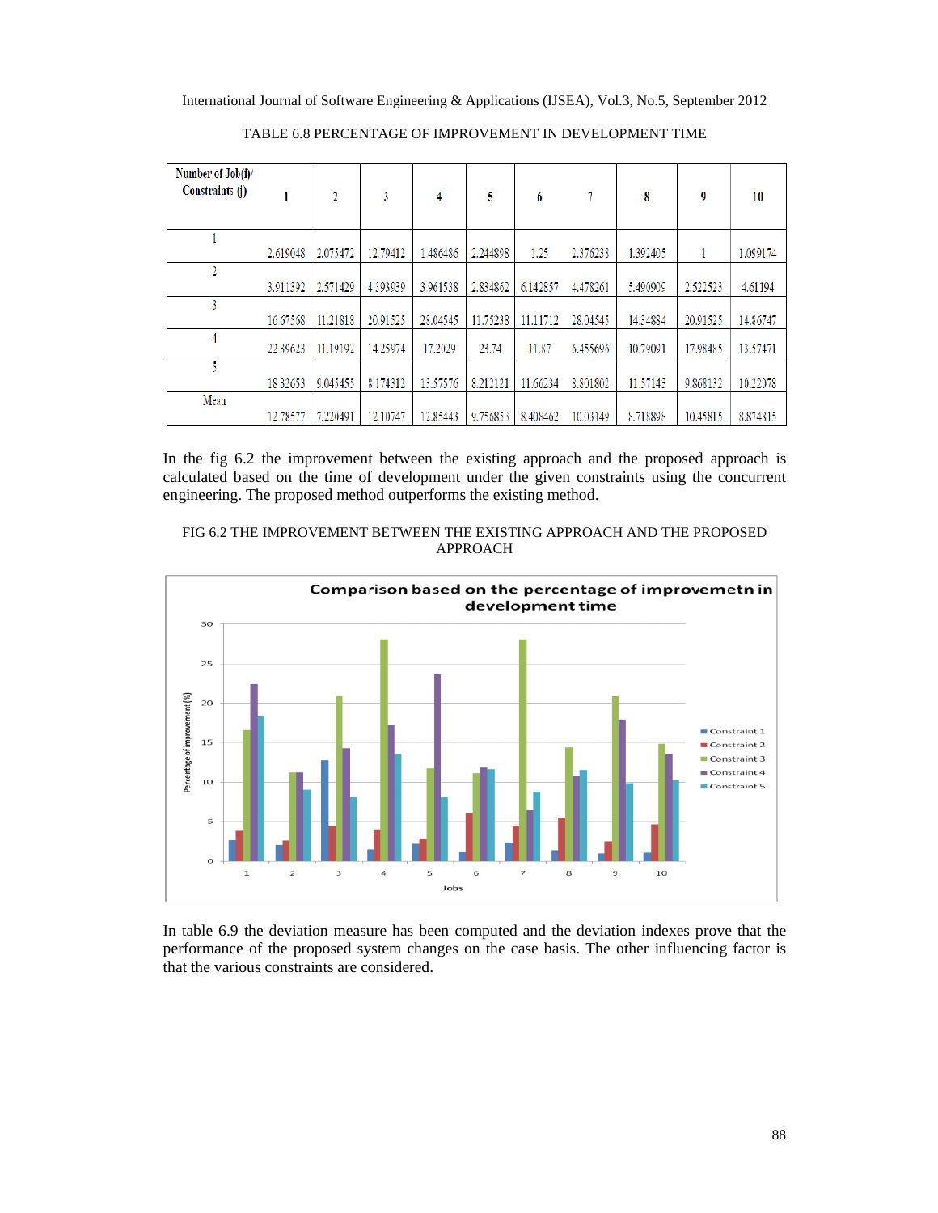TABLE 6.8 PERCENTAGE OF IMPROVEMENT IN DEVELOPMENT TIME

| Number of Job(i)/ Constraints (j) | 1 | 2 | 3 | 4 | 5 | 6 | 7 | 8 | 9 | 10 |
|---|---|---|---|---|---|---|---|---|---|---|
| 1 | 2.619048 | 2.075472 | 12.79412 | 1.486486 | 2.244898 | 1.25 | 2.376238 | 1.392405 | 1 | 1.099174 |
| 2 | 3.911392 | 2.571429 | 4.393939 | 3.961538 | 2.834862 | 6.142857 | 4.478261 | 5.490909 | 2.522523 | 4.61194 |
| 3 | 16.67568 | 11.21818 | 20.91525 | 28.04545 | 11.75238 | 11.11712 | 28.04545 | 14.34884 | 20.91525 | 14.86747 |
| 4 | 22.39623 | 11.19192 | 14.25974 | 17.2029 | 23.74 | 11.87 | 6.455696 | 10.79091 | 17.98485 | 13.57471 |
| 5 | 18.32653 | 9.045455 | 8.174312 | 13.57576 | 8.212121 | 11.66234 | 8.801802 | 11.57143 | 9.868132 | 10.22078 |
| Mean | 12.78577 | 7.220491 | 12.10747 | 12.85443 | 9.756853 | 8.408462 | 10.03149 | 8.718898 | 10.45815 | 8.874815 |

In the fig 6.2 the improvement between the existing approach and the proposed approach is calculated based on the time of development under the given constraints using the concurrent engineering. The proposed method outperforms the existing method.

FIG 6.2 THE IMPROVEMENT BETWEEN THE EXISTING APPROACH AND THE PROPOSED APPROACH

In table 6.9 the deviation measure has been computed and the deviation indexes prove that the performance of the proposed system changes on the case basis. The other influencing factor is that the various constraints are considered.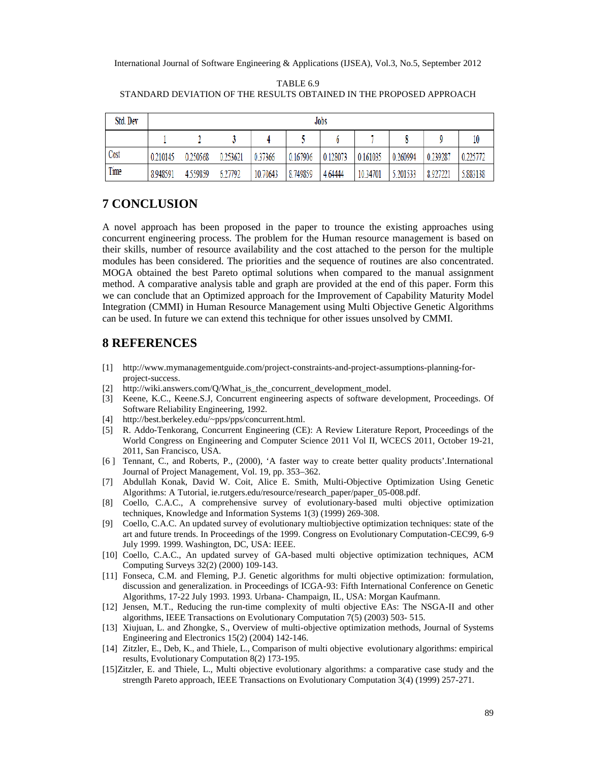TABLE 6.9

STANDARD DEVIATION OF THE RESULTS OBTAINED IN THE PROPOSED APPROACH

| Std. Dev | Jobs | | | | | | | | | |
|---|---|---|---|---|---|---|---|---|---|---|
| | 1 | 2 | 3 | 4 | 5 | 6 | 7 | 8 | 9 | 10 |
| Cost | 0.210145 | 0.250568 | 0.253621 | 0.37366 | 0.167906 | 0.128073 | 0.161035 | 0.260994 | 0.239287 | 0.225772 |
| Time | 8.948591 | 4.559859 | 6.27792 | 10.70643 | 8.749859 | 4.64444 | 10.34701 | 5.201533 | 8.927221 | 5.883138 |

## 7 CONCLUSION

A novel approach has been proposed in the paper to trounce the existing approaches using concurrent engineering process. The problem for the Human resource management is based on their skills, number of resource availability and the cost attached to the person for the multiple modules has been considered. The priorities and the sequence of routines are also concentrated. MOGA obtained the best Pareto optimal solutions when compared to the manual assignment method. A comparative analysis table and graph are provided at the end of this paper. Form this we can conclude that an Optimized approach for the Improvement of Capability Maturity Model Integration (CMMI) in Human Resource Management using Multi Objective Genetic Algorithms can be used. In future we can extend this technique for other issues unsolved by CMMI.

## 8 REFERENCES

[1] http://www.mymanagementguide.com/project-constraints-and-project-assumptions-planning-for-project-success.

[2] http://wiki.answers.com/Q/What_is_the_concurrent_development_model.

[3] Keene, K.C., Keene.S.J, Concurrent engineering aspects of software development, Proceedings. Of Software Reliability Engineering, 1992.

[4] http://best.berkeley.edu/~pps/pps/concurrent.html.

[5] R. Addo-Tenkorang, Concurrent Engineering (CE): A Review Literature Report, Proceedings of the World Congress on Engineering and Computer Science 2011 Vol II, WCECS 2011, October 19-21, 2011, San Francisco, USA.

[6 ] Tennant, C., and Roberts, P., (2000), 'A faster way to create better quality products'.International Journal of Project Management, Vol. 19, pp. 353–362.

[7] Abdullah Konak, David W. Coit, Alice E. Smith, Multi-Objective Optimization Using Genetic Algorithms: A Tutorial, ie.rutgers.edu/resource/research_paper/paper_05-008.pdf.

[8] Coello, C.A.C., A comprehensive survey of evolutionary-based multi objective optimization techniques, Knowledge and Information Systems 1(3) (1999) 269-308.

[9] Coello, C.A.C. An updated survey of evolutionary multiobjective optimization techniques: state of the art and future trends. In Proceedings of the 1999. Congress on Evolutionary Computation-CEC99, 6-9 July 1999. 1999. Washington, DC, USA: IEEE.

[10] Coello, C.A.C., An updated survey of GA-based multi objective optimization techniques, ACM Computing Surveys 32(2) (2000) 109-143.

[11] Fonseca, C.M. and Fleming, P.J. Genetic algorithms for multi objective optimization: formulation, discussion and generalization. in Proceedings of ICGA-93: Fifth International Conference on Genetic Algorithms, 17-22 July 1993. 1993. Urbana- Champaign, IL, USA: Morgan Kaufmann.

[12] Jensen, M.T., Reducing the run-time complexity of multi objective EAs: The NSGA-II and other algorithms, IEEE Transactions on Evolutionary Computation 7(5) (2003) 503- 515.

[13] Xiujuan, L. and Zhongke, S., Overview of multi-objective optimization methods, Journal of Systems Engineering and Electronics 15(2) (2004) 142-146.

[14] Zitzler, E., Deb, K., and Thiele, L., Comparison of multi objective evolutionary algorithms: empirical results, Evolutionary Computation 8(2) 173-195.

[15]Zitzler, E. and Thiele, L., Multi objective evolutionary algorithms: a comparative case study and the strength Pareto approach, IEEE Transactions on Evolutionary Computation 3(4) (1999) 257-271.